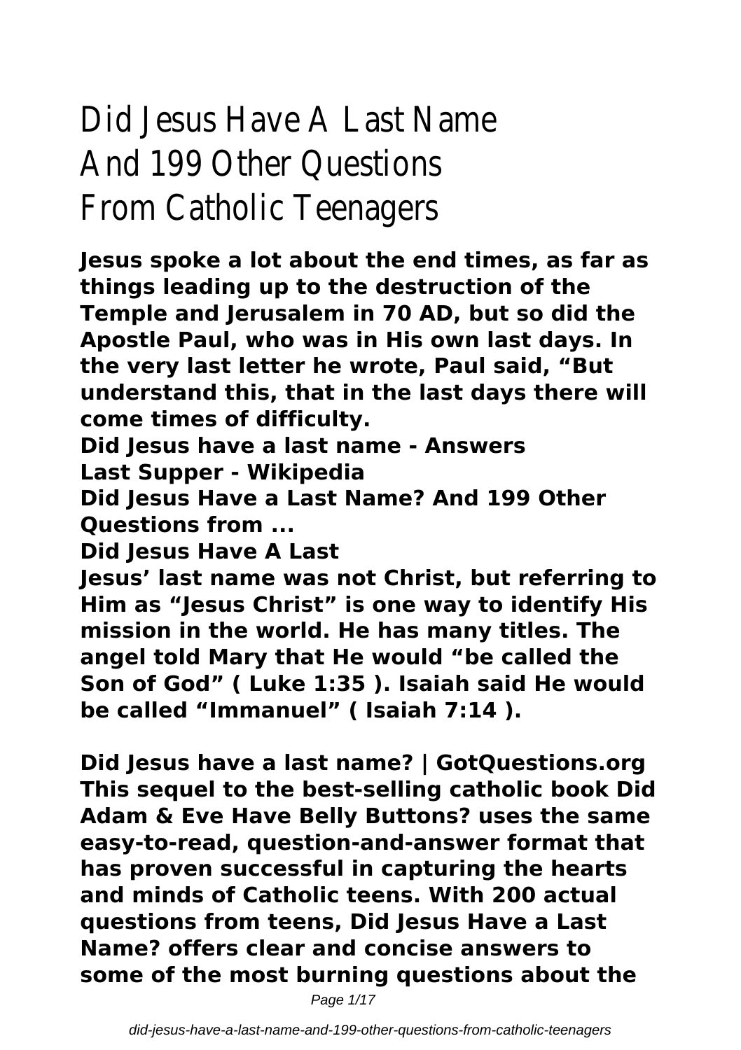# Did Jesus Have A Last Name And 199 Other Questions From Catholic Teenagers

**Jesus spoke a lot about the end times, as far as things leading up to the destruction of the Temple and Jerusalem in 70 AD, but so did the Apostle Paul, who was in His own last days. In the very last letter he wrote, Paul said, "But understand this, that in the last days there will come times of difficulty.**

**Did Jesus have a last name - Answers**

**Last Supper - Wikipedia**

**Did Jesus Have a Last Name? And 199 Other Questions from ...**

**Did Jesus Have A Last**

**Jesus' last name was not Christ, but referring to Him as "Jesus Christ" is one way to identify His mission in the world. He has many titles. The angel told Mary that He would "be called the Son of God" ( Luke 1:35 ). Isaiah said He would be called "Immanuel" ( Isaiah 7:14 ).**

**Did Jesus have a last name? | GotQuestions.org**

**This sequel to the best-selling catholic book Did Adam & Eve Have Belly Buttons? uses the same easy-to-read, question-and-answer format that has proven successful in capturing the hearts and minds of Catholic teens. With 200 actual questions from teens, Did Jesus Have a Last Name? offers clear and concise answers to some of the most burning questions about the**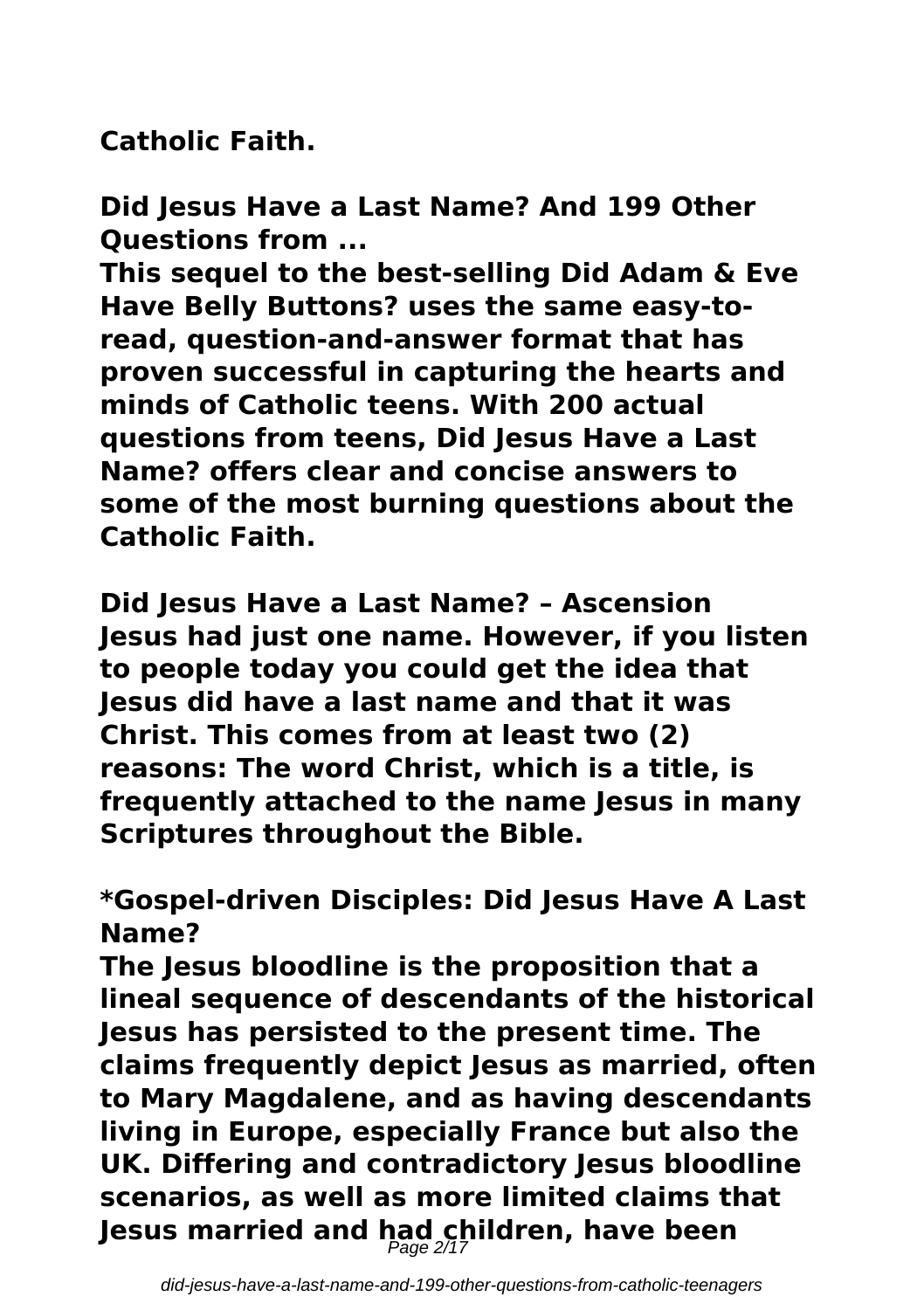**Catholic Faith.**

**Did Jesus Have a Last Name? And 199 Other Questions from ...**

**This sequel to the best-selling Did Adam & Eve Have Belly Buttons? uses the same easy-to-read, question-and-answer format that has proven successful in capturing the hearts and minds of Catholic teens. With 200 actual questions from teens, Did Jesus Have a Last Name? offers clear and concise answers to some of the most burning questions about the Catholic Faith.**

**Did Jesus Have a Last Name? – Ascension**
**Jesus had just one name. However, if you listen to people today you could get the idea that Jesus did have a last name and that it was Christ. This comes from at least two (2) reasons: The word Christ, which is a title, is frequently attached to the name Jesus in many Scriptures throughout the Bible.**

**\*Gospel-driven Disciples: Did Jesus Have A Last Name?**
**The Jesus bloodline is the proposition that a lineal sequence of descendants of the historical Jesus has persisted to the present time. The claims frequently depict Jesus as married, often to Mary Magdalene, and as having descendants living in Europe, especially France but also the UK. Differing and contradictory Jesus bloodline scenarios, as well as more limited claims that Jesus married and had children, have been**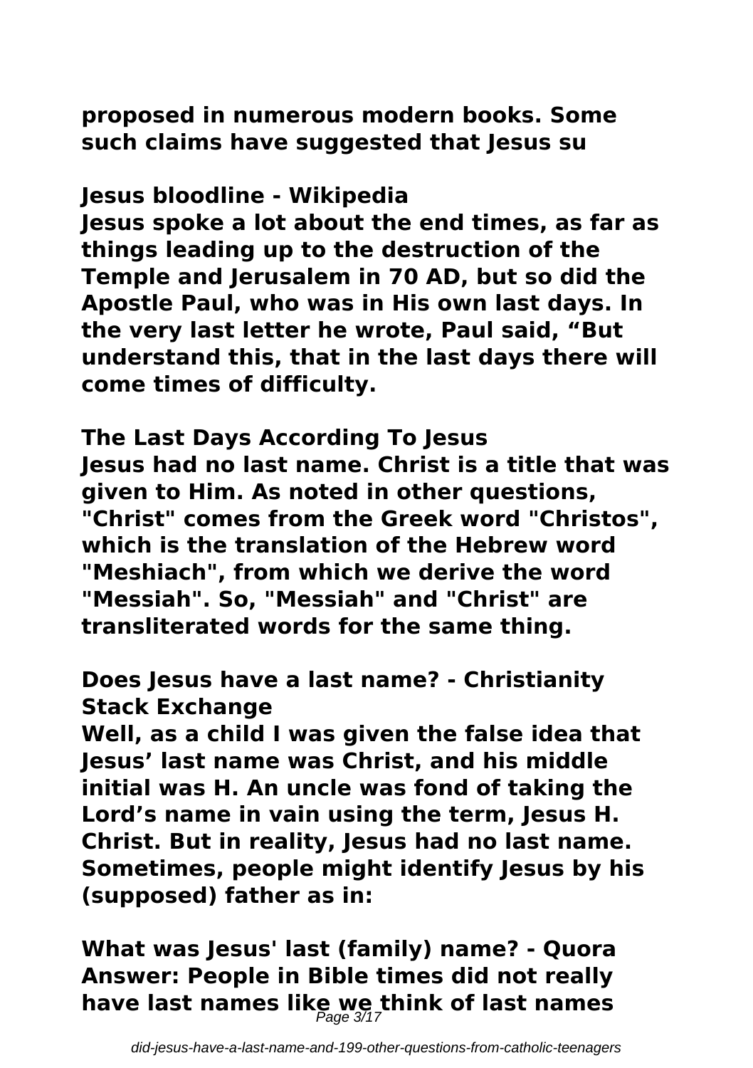**proposed in numerous modern books. Some such claims have suggested that Jesus su**

**Jesus bloodline - Wikipedia**

**Jesus spoke a lot about the end times, as far as things leading up to the destruction of the Temple and Jerusalem in 70 AD, but so did the Apostle Paul, who was in His own last days. In the very last letter he wrote, Paul said, "But understand this, that in the last days there will come times of difficulty.**

**The Last Days According To Jesus**

**Jesus had no last name. Christ is a title that was given to Him. As noted in other questions, "Christ" comes from the Greek word "Christos", which is the translation of the Hebrew word "Meshiach", from which we derive the word "Messiah". So, "Messiah" and "Christ" are transliterated words for the same thing.**

**Does Jesus have a last name? - Christianity Stack Exchange**

**Well, as a child I was given the false idea that Jesus' last name was Christ, and his middle initial was H. An uncle was fond of taking the Lord's name in vain using the term, Jesus H. Christ. But in reality, Jesus had no last name. Sometimes, people might identify Jesus by his (supposed) father as in:**

**What was Jesus' last (family) name? - Quora**

**Answer: People in Bible times did not really have last names like we think of last names**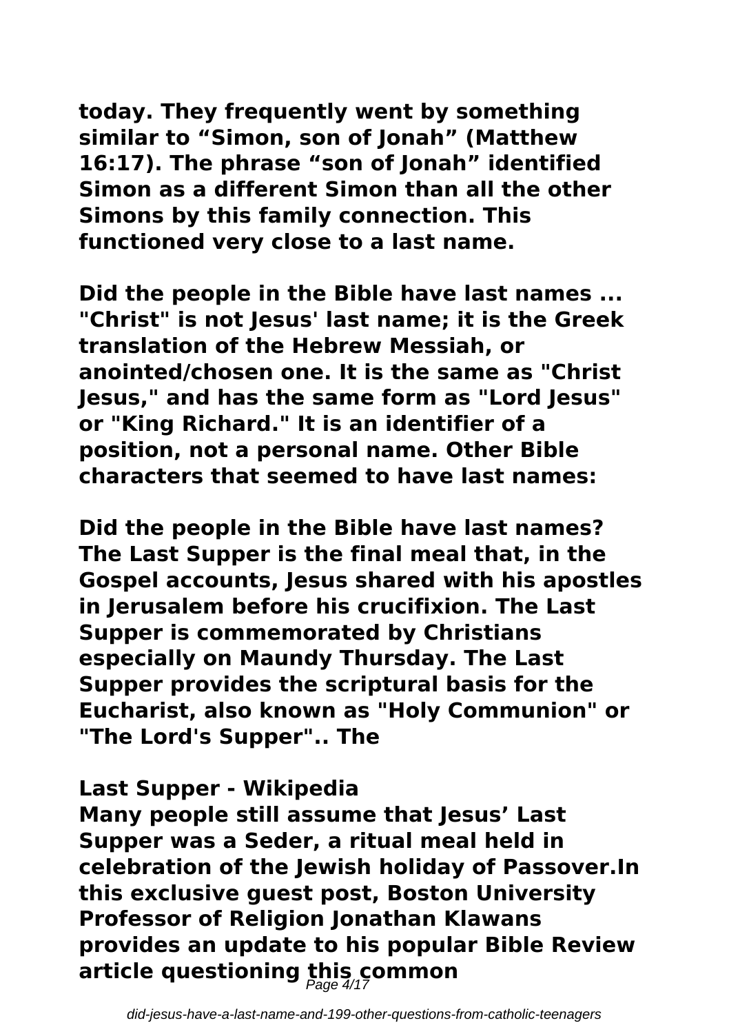**today. They frequently went by something similar to “Simon, son of Jonah” (Matthew 16:17). The phrase “son of Jonah” identified Simon as a different Simon than all the other Simons by this family connection. This functioned very close to a last name.**

**Did the people in the Bible have last names ...**
**"Christ" is not Jesus' last name; it is the Greek translation of the Hebrew Messiah, or anointed/chosen one. It is the same as "Christ Jesus," and has the same form as "Lord Jesus" or "King Richard." It is an identifier of a position, not a personal name. Other Bible characters that seemed to have last names:**

**Did the people in the Bible have last names?**
**The Last Supper is the final meal that, in the Gospel accounts, Jesus shared with his apostles in Jerusalem before his crucifixion. The Last Supper is commemorated by Christians especially on Maundy Thursday. The Last Supper provides the scriptural basis for the Eucharist, also known as "Holy Communion" or "The Lord's Supper".. The**

**Last Supper - Wikipedia**
**Many people still assume that Jesus’ Last Supper was a Seder, a ritual meal held in celebration of the Jewish holiday of Passover.In this exclusive guest post, Boston University Professor of Religion Jonathan Klawans provides an update to his popular Bible Review article questioning this common**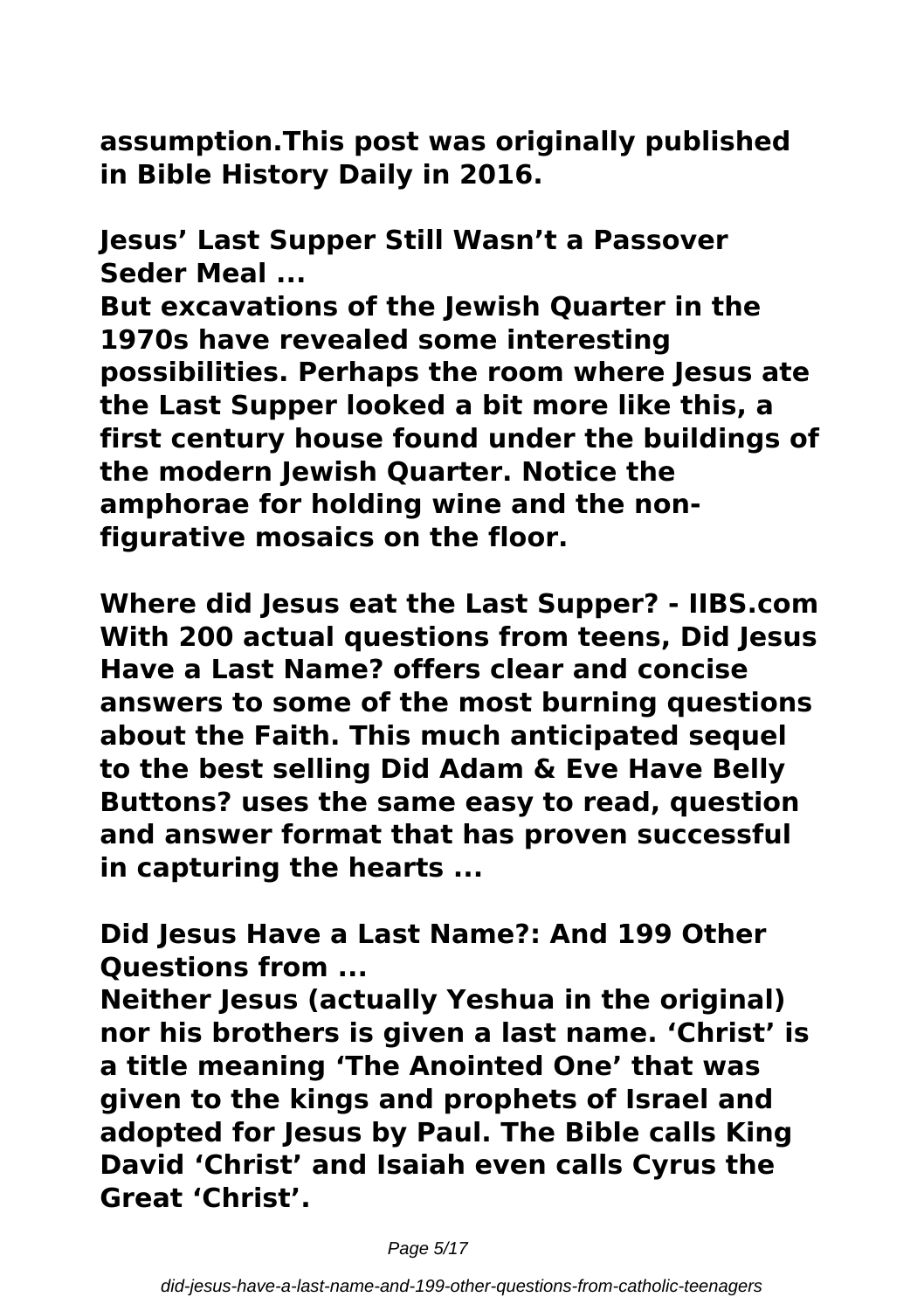assumption.This post was originally published in Bible History Daily in 2016.

**Jesus' Last Supper Still Wasn't a Passover Seder Meal ...**

But excavations of the Jewish Quarter in the 1970s have revealed some interesting possibilities. Perhaps the room where Jesus ate the Last Supper looked a bit more like this, a first century house found under the buildings of the modern Jewish Quarter. Notice the amphorae for holding wine and the non-figurative mosaics on the floor.

**Where did Jesus eat the Last Supper? - IIBS.com**

With 200 actual questions from teens, Did Jesus Have a Last Name? offers clear and concise answers to some of the most burning questions about the Faith. This much anticipated sequel to the best selling Did Adam & Eve Have Belly Buttons? uses the same easy to read, question and answer format that has proven successful in capturing the hearts ...

**Did Jesus Have a Last Name?: And 199 Other Questions from ...**

Neither Jesus (actually Yeshua in the original) nor his brothers is given a last name. 'Christ' is a title meaning 'The Anointed One' that was given to the kings and prophets of Israel and adopted for Jesus by Paul. The Bible calls King David 'Christ' and Isaiah even calls Cyrus the Great 'Christ'.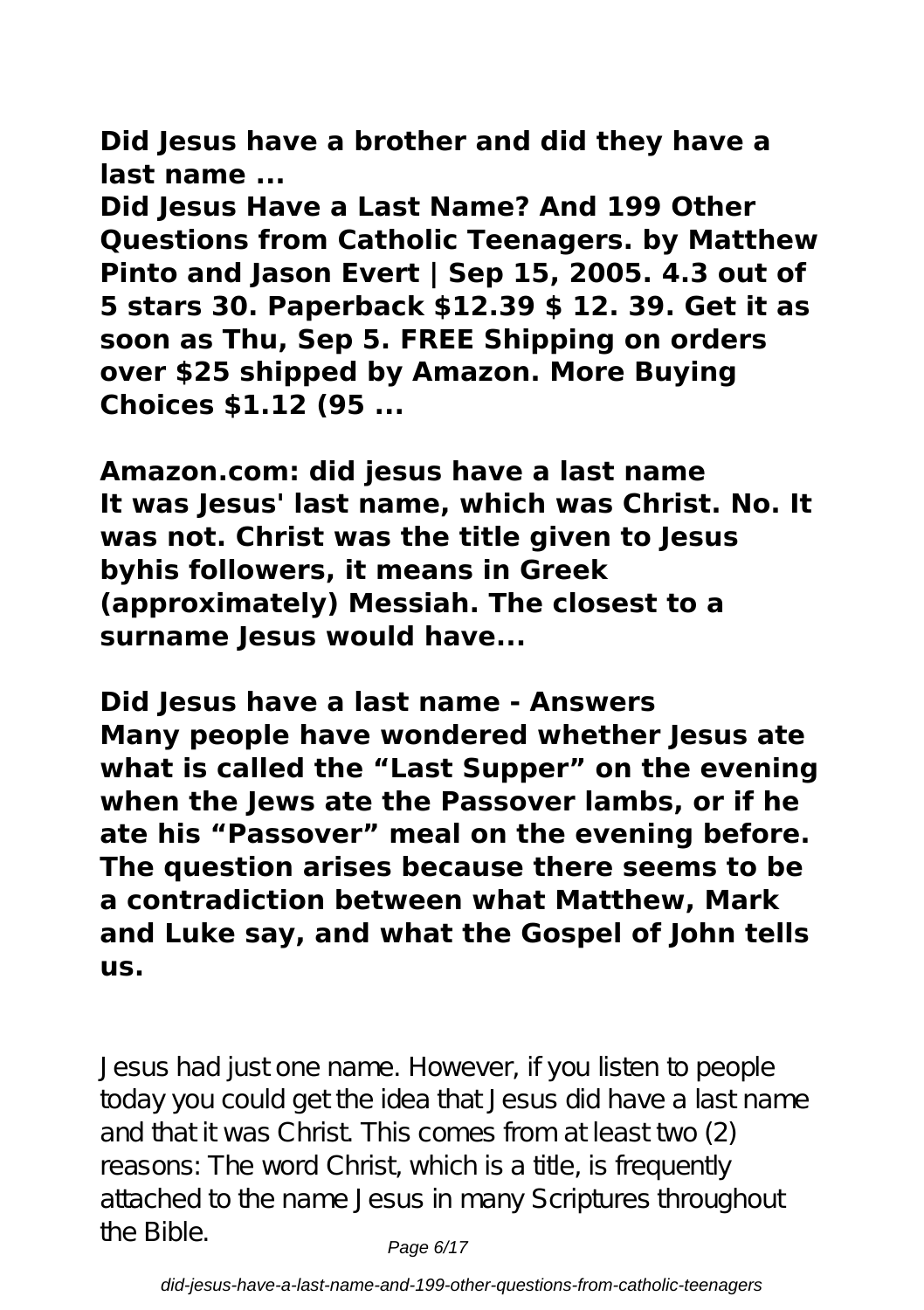**Did Jesus have a brother and did they have a last name ...**

**Did Jesus Have a Last Name? And 199 Other Questions from Catholic Teenagers. by Matthew Pinto and Jason Evert | Sep 15, 2005. 4.3 out of 5 stars 30. Paperback $12.39 $ 12. 39. Get it as soon as Thu, Sep 5. FREE Shipping on orders over $25 shipped by Amazon. More Buying Choices $1.12 (95 ...**

**Amazon.com: did jesus have a last name**

**It was Jesus' last name, which was Christ. No. It was not. Christ was the title given to Jesus byhis followers, it means in Greek (approximately) Messiah. The closest to a surname Jesus would have...**

**Did Jesus have a last name - Answers**

**Many people have wondered whether Jesus ate what is called the "Last Supper" on the evening when the Jews ate the Passover lambs, or if he ate his "Passover" meal on the evening before. The question arises because there seems to be a contradiction between what Matthew, Mark and Luke say, and what the Gospel of John tells us.**

Jesus had just one name. However, if you listen to people today you could get the idea that Jesus did have a last name and that it was Christ. This comes from at least two (2) reasons: The word Christ, which is a title, is frequently attached to the name Jesus in many Scriptures throughout the Bible.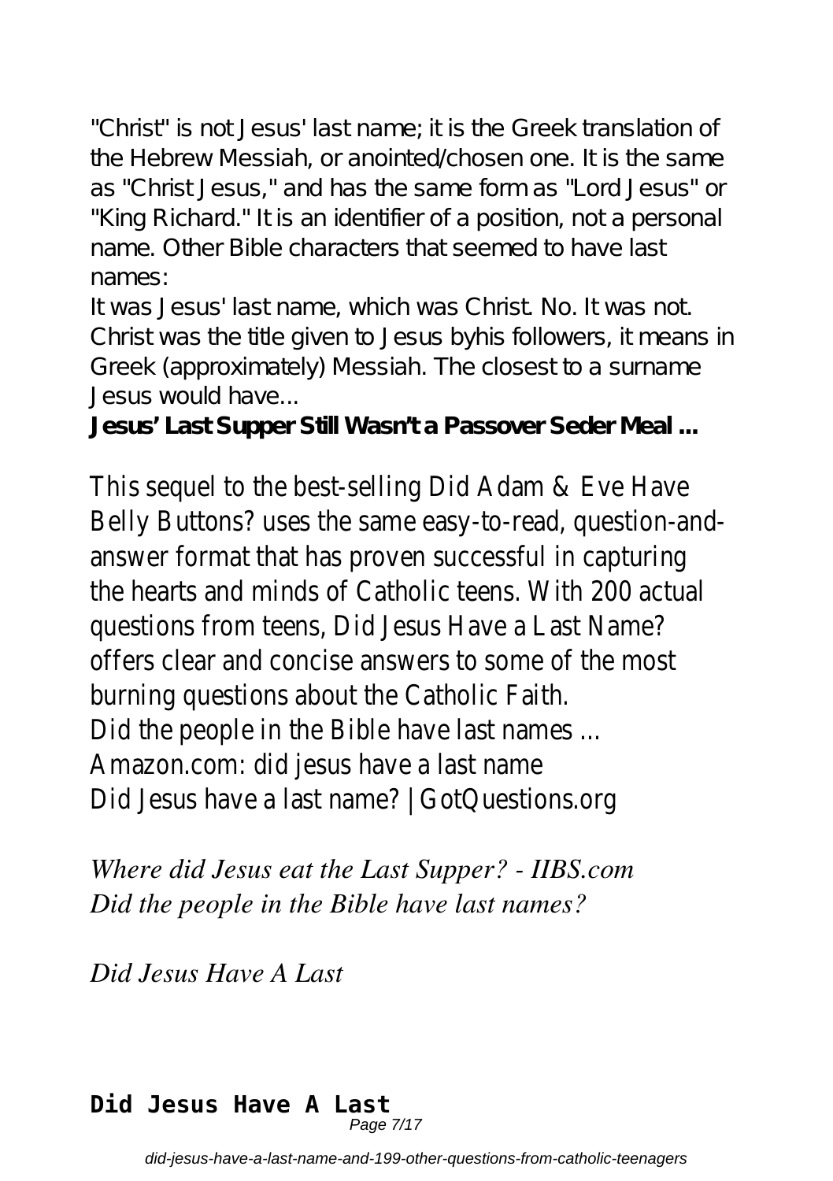"Christ" is not Jesus' last name; it is the Greek translation of the Hebrew Messiah, or anointed/chosen one. It is the same as "Christ Jesus," and has the same form as "Lord Jesus" or "King Richard." It is an identifier of a position, not a personal name. Other Bible characters that seemed to have last names:

It was Jesus' last name, which was Christ. No. It was not. Christ was the title given to Jesus byhis followers, it means in Greek (approximately) Messiah. The closest to a surname Jesus would have...

**Jesus' Last Supper Still Wasn't a Passover Seder Meal ...**

This sequel to the best-selling Did Adam & Eve Have Belly Buttons? uses the same easy-to-read, question-and-answer format that has proven successful in capturing the hearts and minds of Catholic teens. With 200 actual questions from teens, Did Jesus Have a Last Name? offers clear and concise answers to some of the most burning questions about the Catholic Faith.

Did the people in the Bible have last names ...

Amazon.com: did jesus have a last name

Did Jesus have a last name? | GotQuestions.org

*Where did Jesus eat the Last Supper? - IIBS.com*

*Did the people in the Bible have last names?*

*Did Jesus Have A Last*

**Did Jesus Have A Last**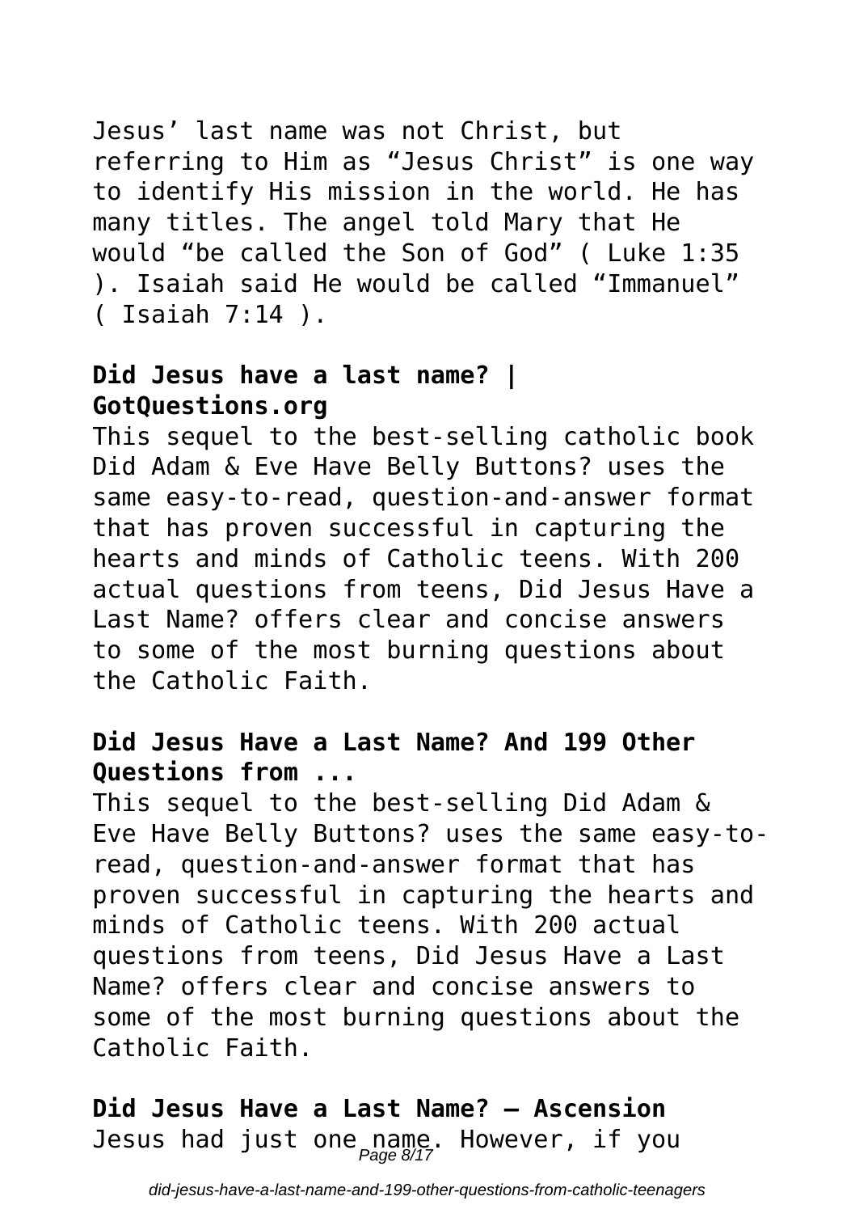Jesus' last name was not Christ, but referring to Him as "Jesus Christ" is one way to identify His mission in the world. He has many titles. The angel told Mary that He would "be called the Son of God" ( Luke 1:35 ). Isaiah said He would be called "Immanuel" ( Isaiah 7:14 ).

**Did Jesus have a last name? | GotQuestions.org**

This sequel to the best-selling catholic book Did Adam & Eve Have Belly Buttons? uses the same easy-to-read, question-and-answer format that has proven successful in capturing the hearts and minds of Catholic teens. With 200 actual questions from teens, Did Jesus Have a Last Name? offers clear and concise answers to some of the most burning questions about the Catholic Faith.

**Did Jesus Have a Last Name? And 199 Other Questions from ...**

This sequel to the best-selling Did Adam & Eve Have Belly Buttons? uses the same easy-to-read, question-and-answer format that has proven successful in capturing the hearts and minds of Catholic teens. With 200 actual questions from teens, Did Jesus Have a Last Name? offers clear and concise answers to some of the most burning questions about the Catholic Faith.

**Did Jesus Have a Last Name? – Ascension**

Jesus had just one name. However, if you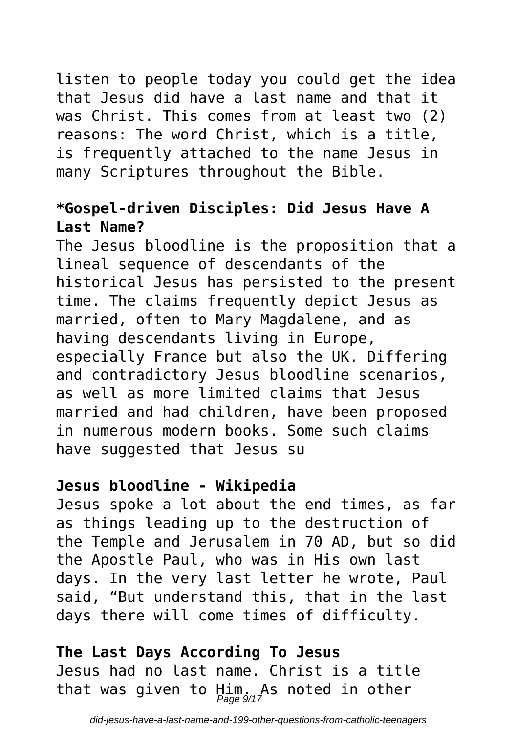listen to people today you could get the idea that Jesus did have a last name and that it was Christ. This comes from at least two (2) reasons: The word Christ, which is a title, is frequently attached to the name Jesus in many Scriptures throughout the Bible.

**\*Gospel-driven Disciples: Did Jesus Have A Last Name?**

The Jesus bloodline is the proposition that a lineal sequence of descendants of the historical Jesus has persisted to the present time. The claims frequently depict Jesus as married, often to Mary Magdalene, and as having descendants living in Europe, especially France but also the UK. Differing and contradictory Jesus bloodline scenarios, as well as more limited claims that Jesus married and had children, have been proposed in numerous modern books. Some such claims have suggested that Jesus su

**Jesus bloodline - Wikipedia**

Jesus spoke a lot about the end times, as far as things leading up to the destruction of the Temple and Jerusalem in 70 AD, but so did the Apostle Paul, who was in His own last days. In the very last letter he wrote, Paul said, "But understand this, that in the last days there will come times of difficulty.

**The Last Days According To Jesus**

Jesus had no last name. Christ is a title that was given to Him. As noted in other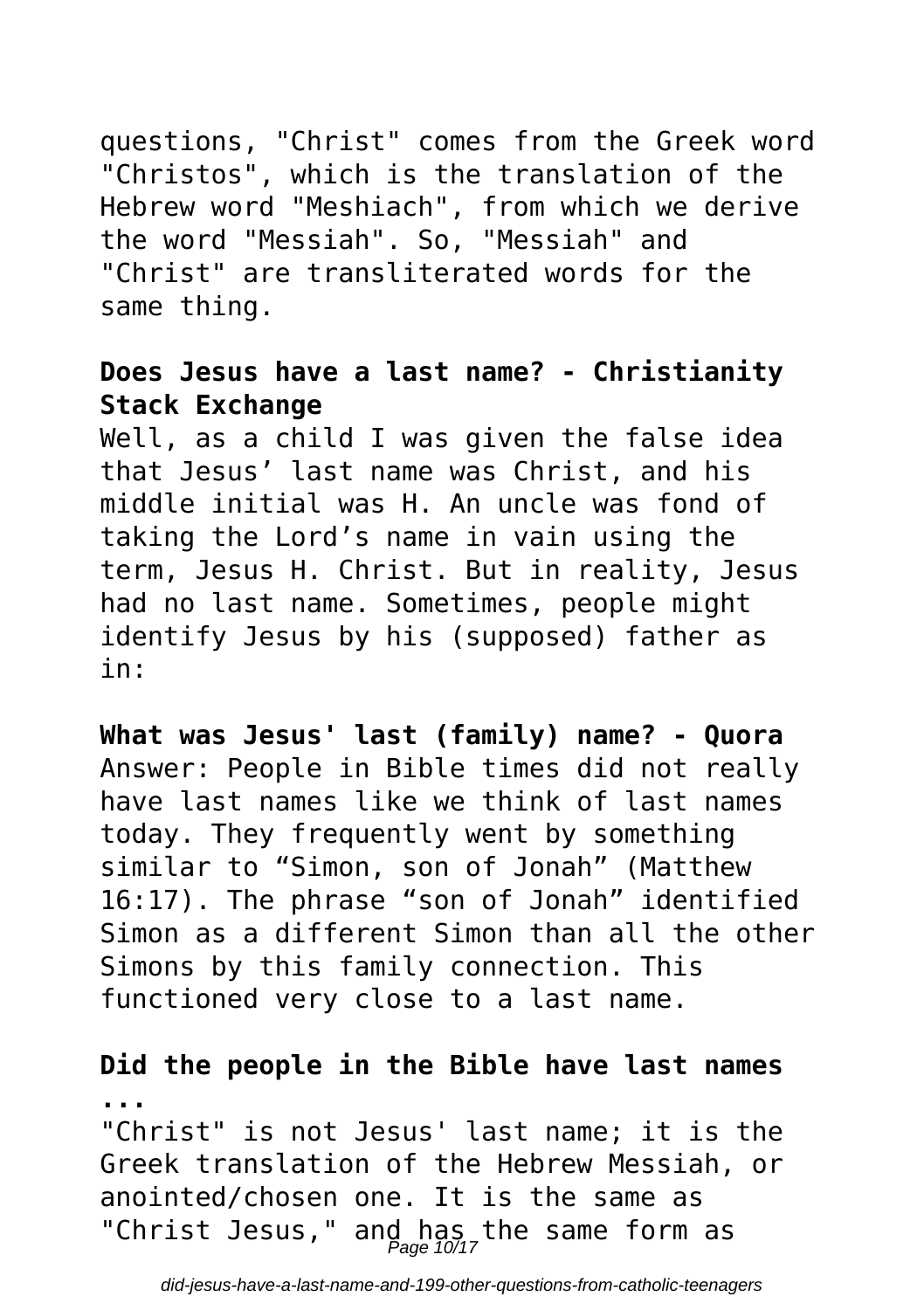questions, "Christ" comes from the Greek word "Christos", which is the translation of the Hebrew word "Meshiach", from which we derive the word "Messiah". So, "Messiah" and "Christ" are transliterated words for the same thing.

**Does Jesus have a last name? - Christianity Stack Exchange**

Well, as a child I was given the false idea that Jesus' last name was Christ, and his middle initial was H. An uncle was fond of taking the Lord's name in vain using the term, Jesus H. Christ. But in reality, Jesus had no last name. Sometimes, people might identify Jesus by his (supposed) father as in:

**What was Jesus' last (family) name? - Quora**

Answer: People in Bible times did not really have last names like we think of last names today. They frequently went by something similar to "Simon, son of Jonah" (Matthew 16:17). The phrase "son of Jonah" identified Simon as a different Simon than all the other Simons by this family connection. This functioned very close to a last name.

**Did the people in the Bible have last names ...**

"Christ" is not Jesus' last name; it is the Greek translation of the Hebrew Messiah, or anointed/chosen one. It is the same as "Christ Jesus," and has the same form as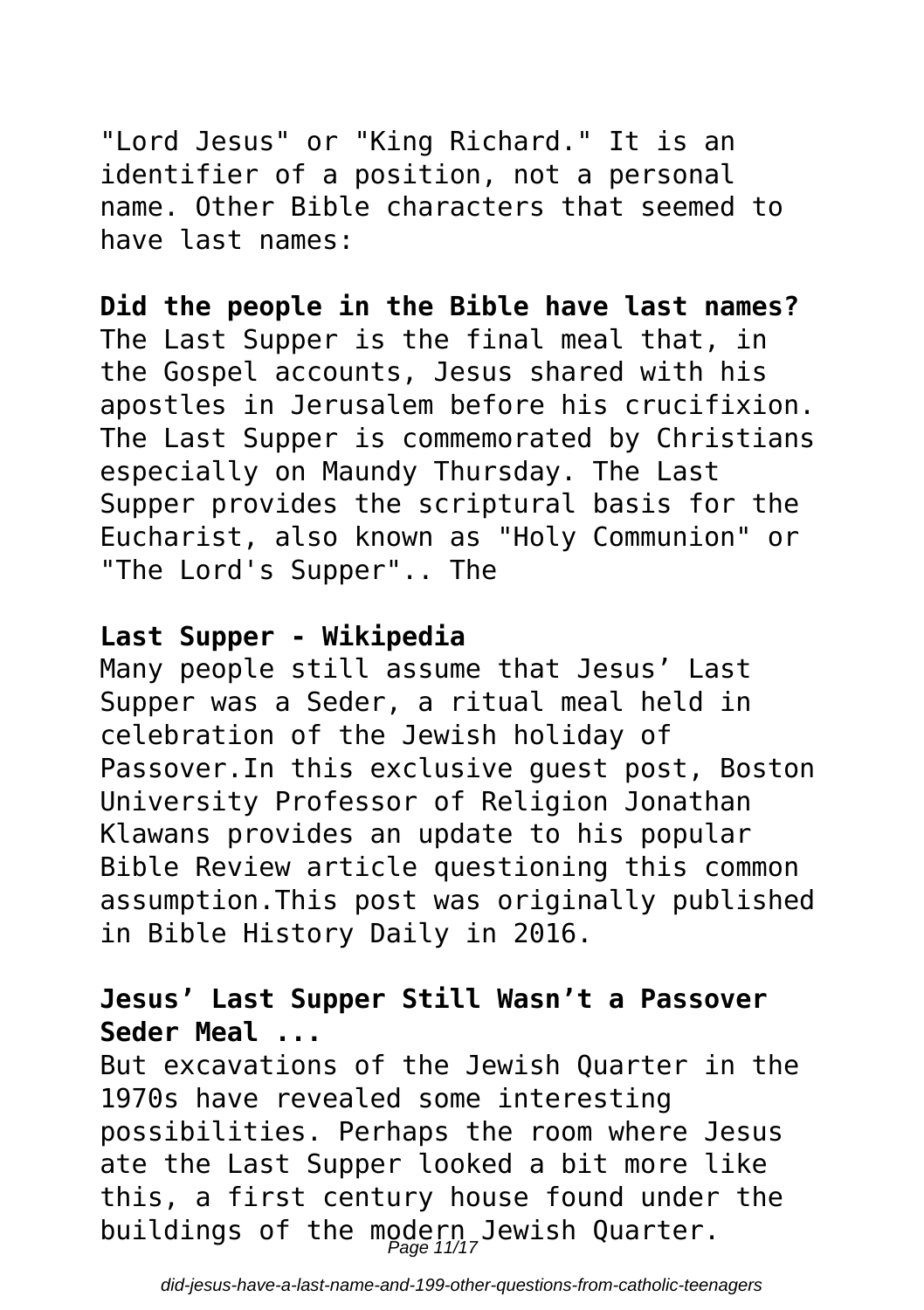"Lord Jesus" or "King Richard." It is an identifier of a position, not a personal name. Other Bible characters that seemed to have last names:

**Did the people in the Bible have last names?**

The Last Supper is the final meal that, in the Gospel accounts, Jesus shared with his apostles in Jerusalem before his crucifixion. The Last Supper is commemorated by Christians especially on Maundy Thursday. The Last Supper provides the scriptural basis for the Eucharist, also known as "Holy Communion" or "The Lord's Supper".. The

**Last Supper - Wikipedia**

Many people still assume that Jesus' Last Supper was a Seder, a ritual meal held in celebration of the Jewish holiday of Passover.In this exclusive guest post, Boston University Professor of Religion Jonathan Klawans provides an update to his popular Bible Review article questioning this common assumption.This post was originally published in Bible History Daily in 2016.

**Jesus' Last Supper Still Wasn't a Passover Seder Meal ...**

But excavations of the Jewish Quarter in the 1970s have revealed some interesting possibilities. Perhaps the room where Jesus ate the Last Supper looked a bit more like this, a first century house found under the buildings of the modern Jewish Quarter.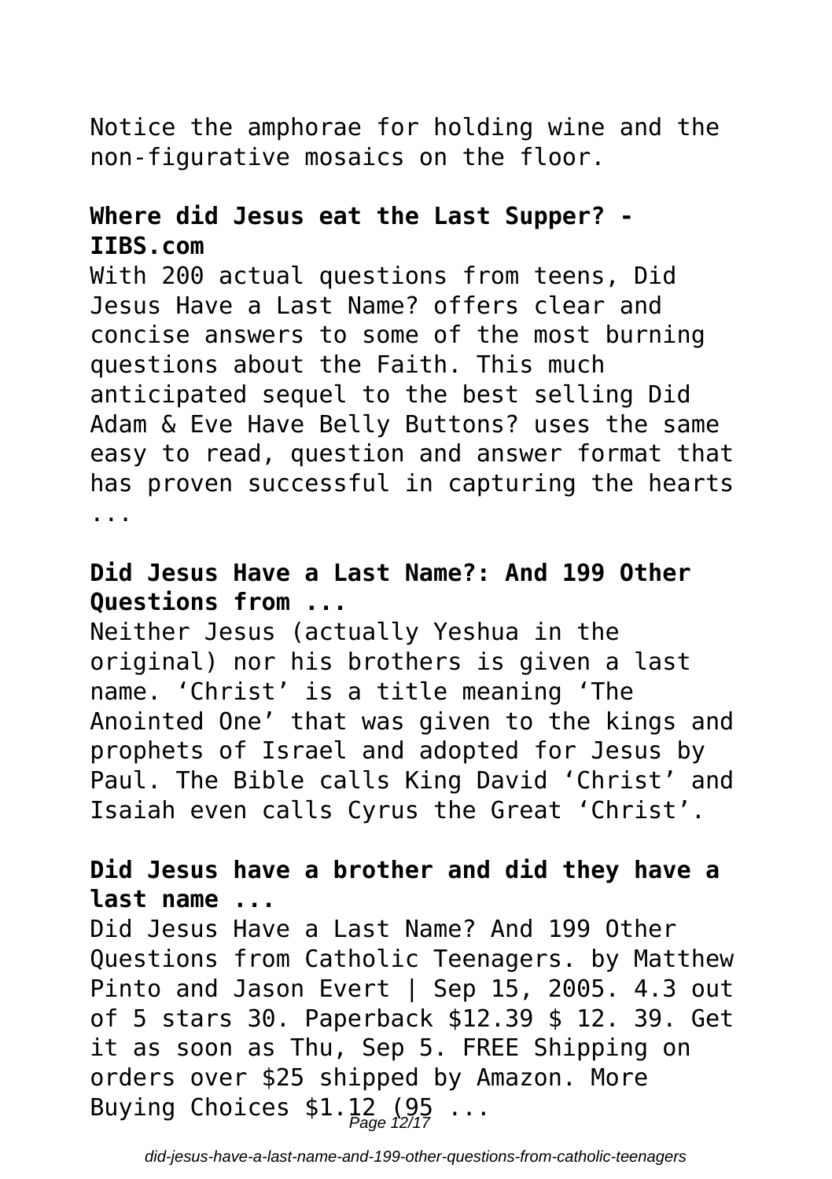Notice the amphorae for holding wine and the non-figurative mosaics on the floor.

## Where did Jesus eat the Last Supper? - IIBS.com

With 200 actual questions from teens, Did Jesus Have a Last Name? offers clear and concise answers to some of the most burning questions about the Faith. This much anticipated sequel to the best selling Did Adam & Eve Have Belly Buttons? uses the same easy to read, question and answer format that has proven successful in capturing the hearts ...

## Did Jesus Have a Last Name?: And 199 Other Questions from ...

Neither Jesus (actually Yeshua in the original) nor his brothers is given a last name. 'Christ' is a title meaning 'The Anointed One' that was given to the kings and prophets of Israel and adopted for Jesus by Paul. The Bible calls King David 'Christ' and Isaiah even calls Cyrus the Great 'Christ'.

## Did Jesus have a brother and did they have a last name ...

Did Jesus Have a Last Name? And 199 Other Questions from Catholic Teenagers. by Matthew Pinto and Jason Evert | Sep 15, 2005. 4.3 out of 5 stars 30. Paperback $12.39 $ 12. 39. Get it as soon as Thu, Sep 5. FREE Shipping on orders over $25 shipped by Amazon. More Buying Choices $1.12 (95 ...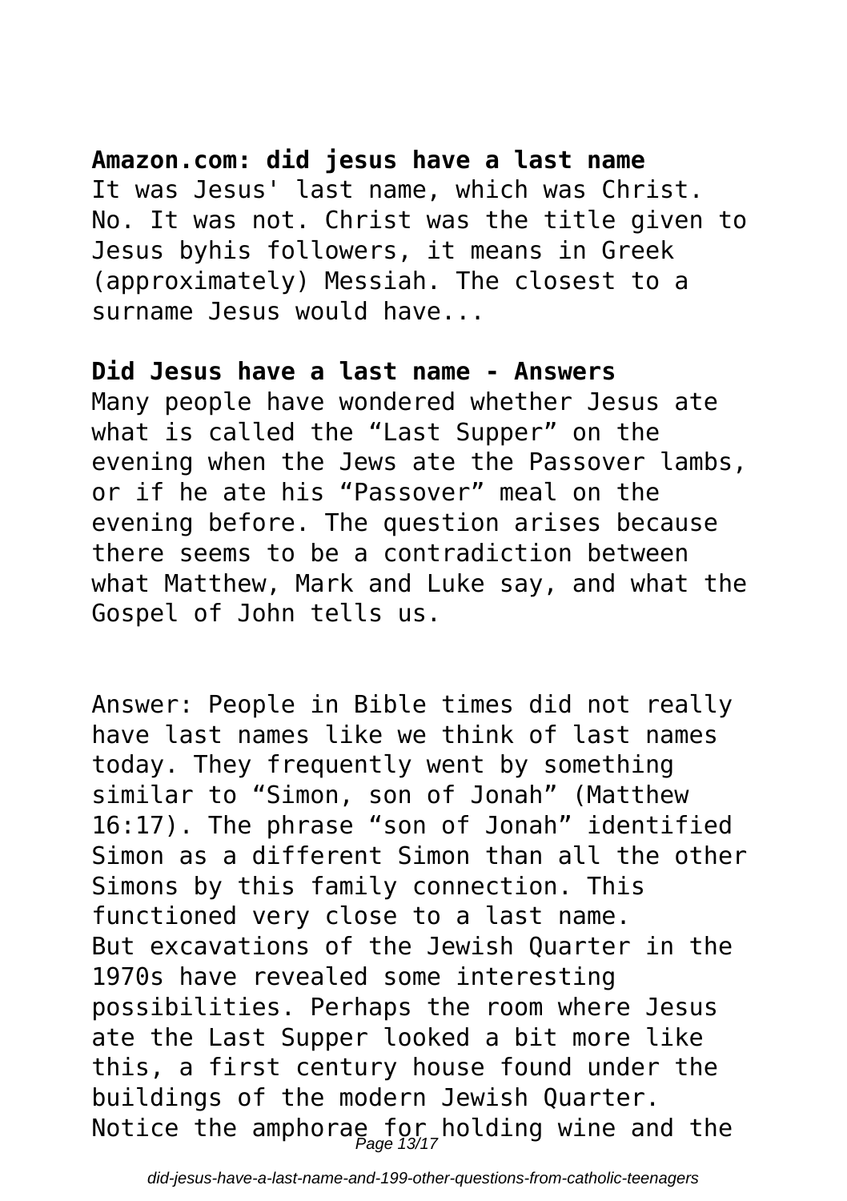**Amazon.com: did jesus have a last name**

It was Jesus' last name, which was Christ. No. It was not. Christ was the title given to Jesus byhis followers, it means in Greek (approximately) Messiah. The closest to a surname Jesus would have...

**Did Jesus have a last name - Answers**

Many people have wondered whether Jesus ate what is called the “Last Supper” on the evening when the Jews ate the Passover lambs, or if he ate his “Passover” meal on the evening before. The question arises because there seems to be a contradiction between what Matthew, Mark and Luke say, and what the Gospel of John tells us.

Answer: People in Bible times did not really have last names like we think of last names today. They frequently went by something similar to “Simon, son of Jonah” (Matthew 16:17). The phrase “son of Jonah” identified Simon as a different Simon than all the other Simons by this family connection. This functioned very close to a last name.

But excavations of the Jewish Quarter in the 1970s have revealed some interesting possibilities. Perhaps the room where Jesus ate the Last Supper looked a bit more like this, a first century house found under the buildings of the modern Jewish Quarter. Notice the amphorae for holding wine and the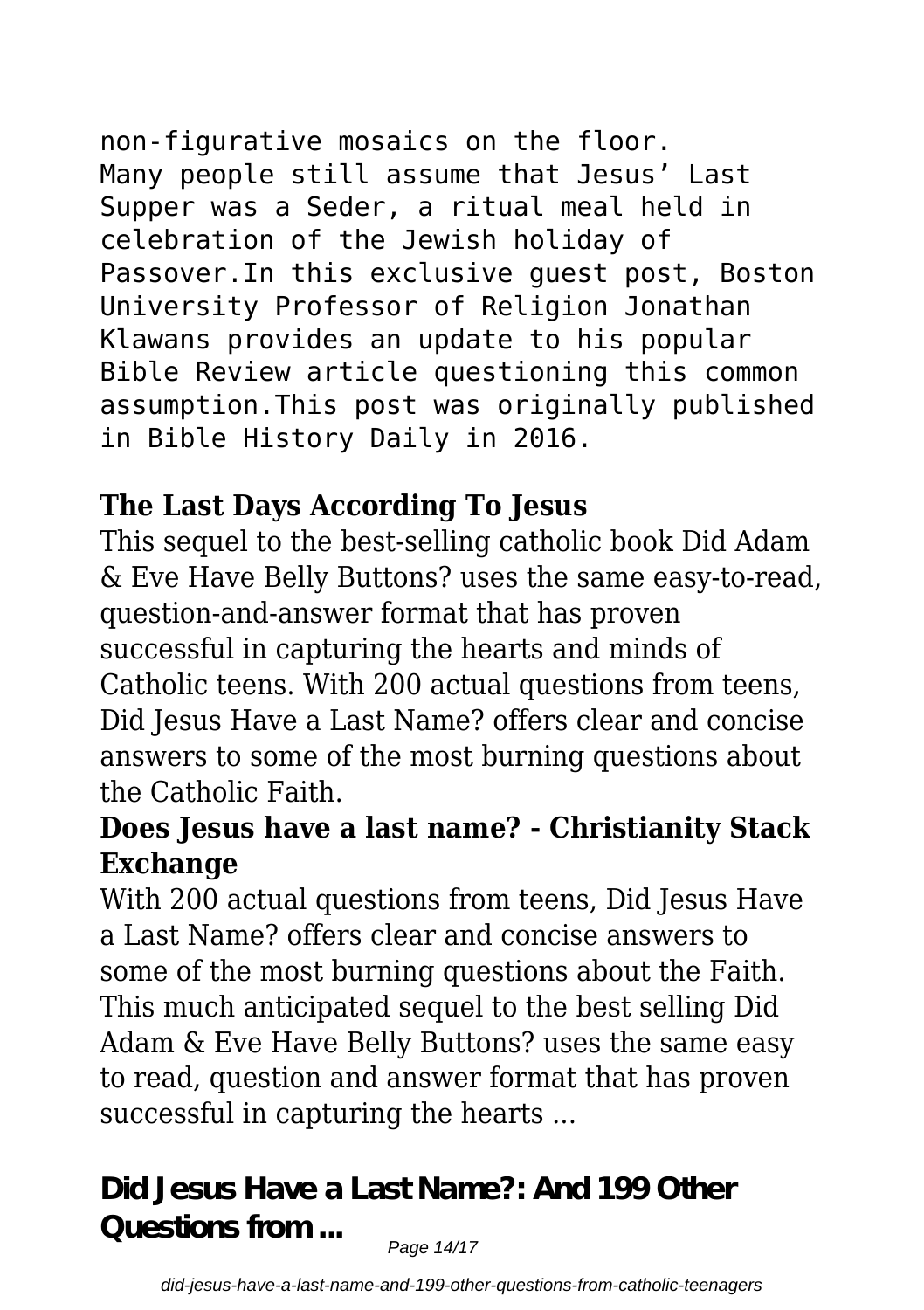non-figurative mosaics on the floor.
Many people still assume that Jesus' Last Supper was a Seder, a ritual meal held in celebration of the Jewish holiday of Passover.In this exclusive guest post, Boston University Professor of Religion Jonathan Klawans provides an update to his popular Bible Review article questioning this common assumption.This post was originally published in Bible History Daily in 2016.

### The Last Days According To Jesus

This sequel to the best-selling catholic book Did Adam & Eve Have Belly Buttons? uses the same easy-to-read, question-and-answer format that has proven successful in capturing the hearts and minds of Catholic teens. With 200 actual questions from teens, Did Jesus Have a Last Name? offers clear and concise answers to some of the most burning questions about the Catholic Faith.

### Does Jesus have a last name? - Christianity Stack Exchange

With 200 actual questions from teens, Did Jesus Have a Last Name? offers clear and concise answers to some of the most burning questions about the Faith. This much anticipated sequel to the best selling Did Adam & Eve Have Belly Buttons? uses the same easy to read, question and answer format that has proven successful in capturing the hearts ...

## Did Jesus Have a Last Name?: And 199 Other Questions from ...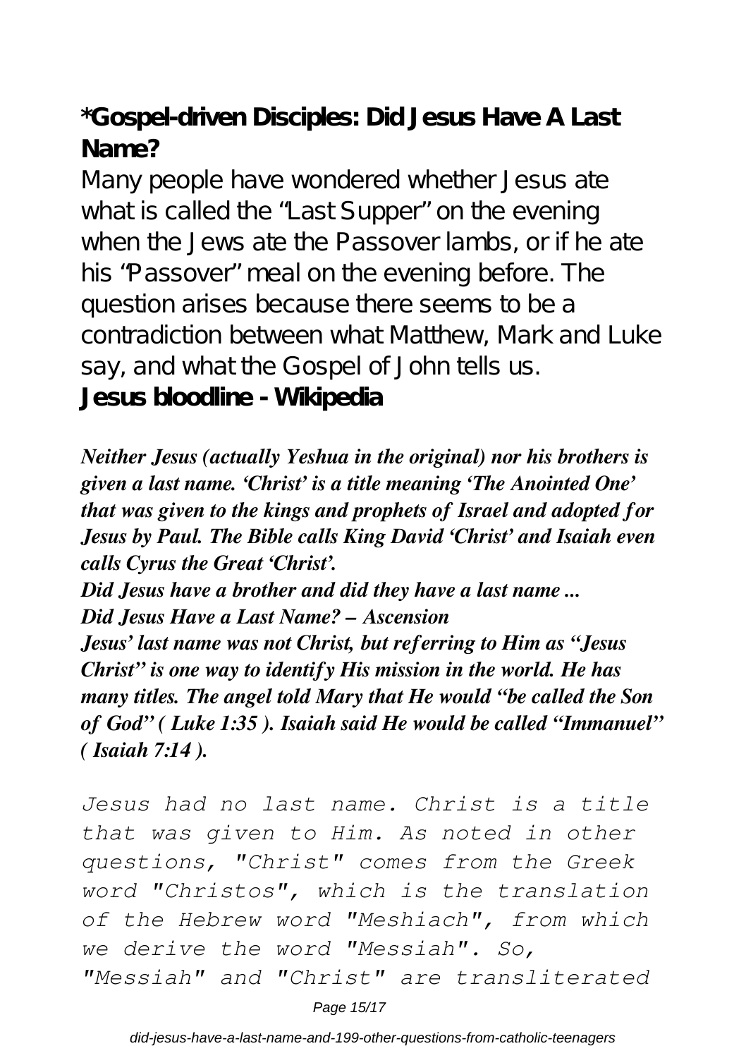## *Gospel-driven Disciples: Did Jesus Have A Last Name?

Many people have wondered whether Jesus ate what is called the "Last Supper" on the evening when the Jews ate the Passover lambs, or if he ate his "Passover" meal on the evening before. The question arises because there seems to be a contradiction between what Matthew, Mark and Luke say, and what the Gospel of John tells us.

**Jesus bloodline - Wikipedia**

***Neither Jesus (actually Yeshua in the original) nor his brothers is given a last name. 'Christ' is a title meaning 'The Anointed One' that was given to the kings and prophets of Israel and adopted for Jesus by Paul. The Bible calls King David 'Christ' and Isaiah even calls Cyrus the Great 'Christ'.***

***Did Jesus have a brother and did they have a last name ...***

***Did Jesus Have a Last Name? – Ascension***

***Jesus' last name was not Christ, but referring to Him as "Jesus Christ" is one way to identify His mission in the world. He has many titles. The angel told Mary that He would "be called the Son of God" ( Luke 1:35 ). Isaiah said He would be called "Immanuel" ( Isaiah 7:14 ).***

*Jesus had no last name. Christ is a title that was given to Him. As noted in other questions, "Christ" comes from the Greek word "Christos", which is the translation of the Hebrew word "Meshiach", from which we derive the word "Messiah". So, "Messiah" and "Christ" are transliterated*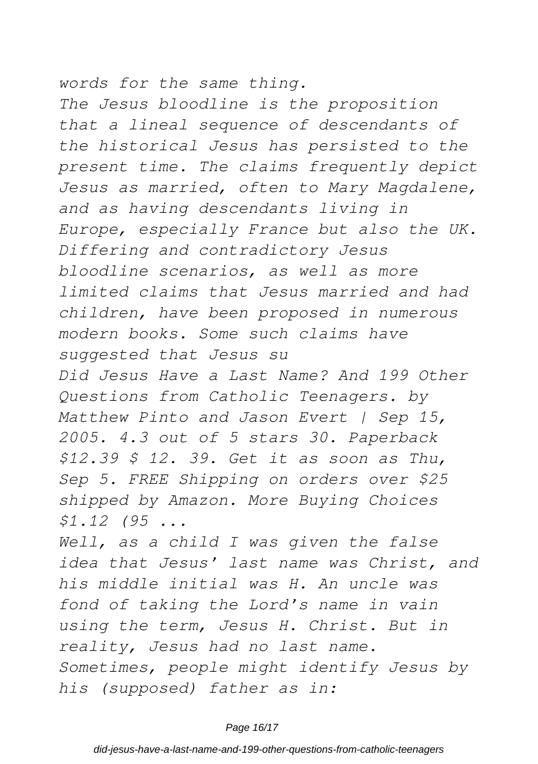*words for the same thing.*

*The Jesus bloodline is the proposition that a lineal sequence of descendants of the historical Jesus has persisted to the present time. The claims frequently depict Jesus as married, often to Mary Magdalene, and as having descendants living in Europe, especially France but also the UK. Differing and contradictory Jesus bloodline scenarios, as well as more limited claims that Jesus married and had children, have been proposed in numerous modern books. Some such claims have suggested that Jesus su*

*Did Jesus Have a Last Name? And 199 Other Questions from Catholic Teenagers. by Matthew Pinto and Jason Evert | Sep 15, 2005. 4.3 out of 5 stars 30. Paperback $12.39 $ 12. 39. Get it as soon as Thu, Sep 5. FREE Shipping on orders over $25 shipped by Amazon. More Buying Choices $1.12 (95 ...*

*Well, as a child I was given the false idea that Jesus' last name was Christ, and his middle initial was H. An uncle was fond of taking the Lord's name in vain using the term, Jesus H. Christ. But in reality, Jesus had no last name. Sometimes, people might identify Jesus by his (supposed) father as in:*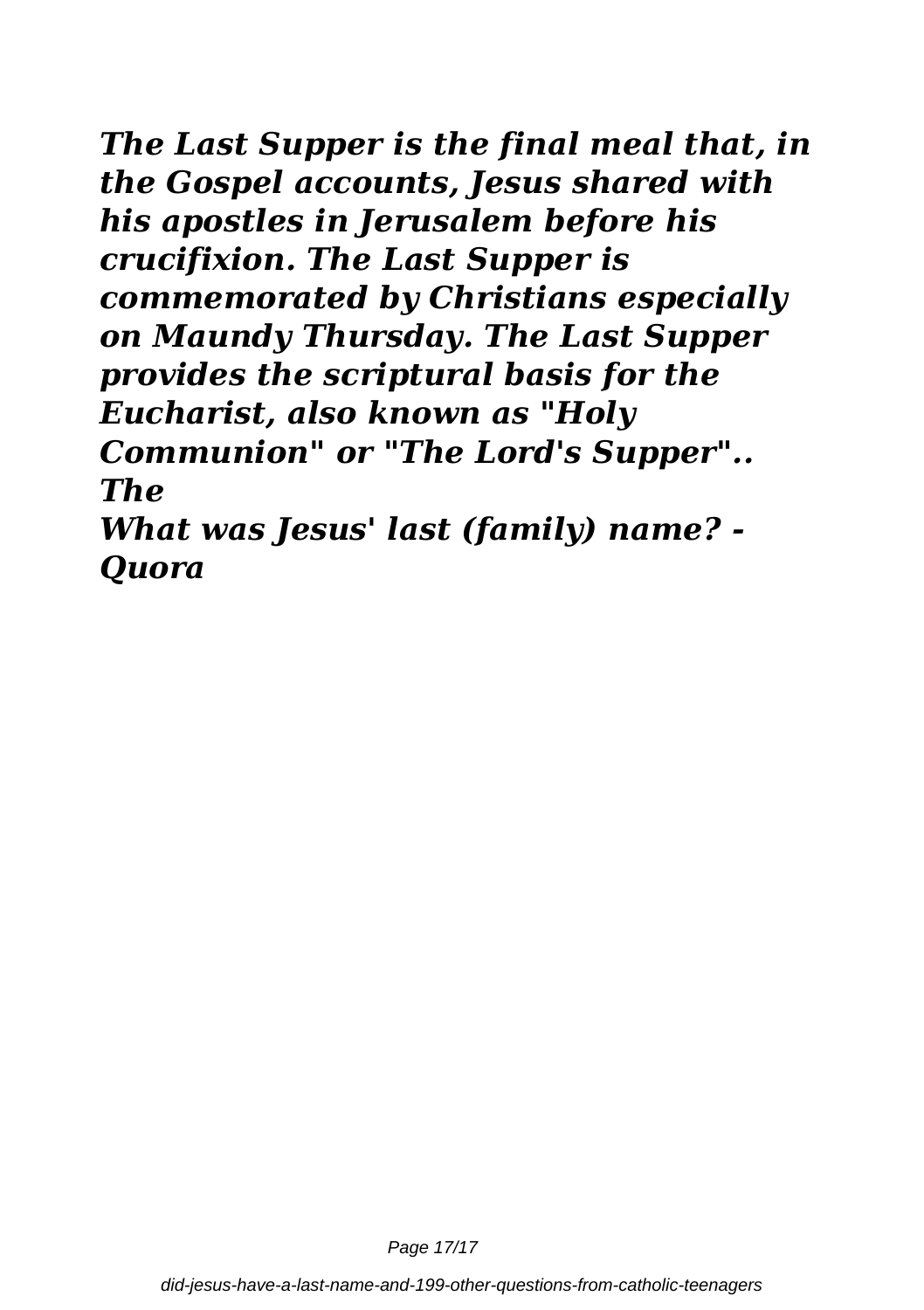*The Last Supper is the final meal that, in the Gospel accounts, Jesus shared with his apostles in Jerusalem before his crucifixion. The Last Supper is commemorated by Christians especially on Maundy Thursday. The Last Supper provides the scriptural basis for the Eucharist, also known as "Holy Communion" or "The Lord's Supper".. The*

*What was Jesus' last (family) name? - Quora*